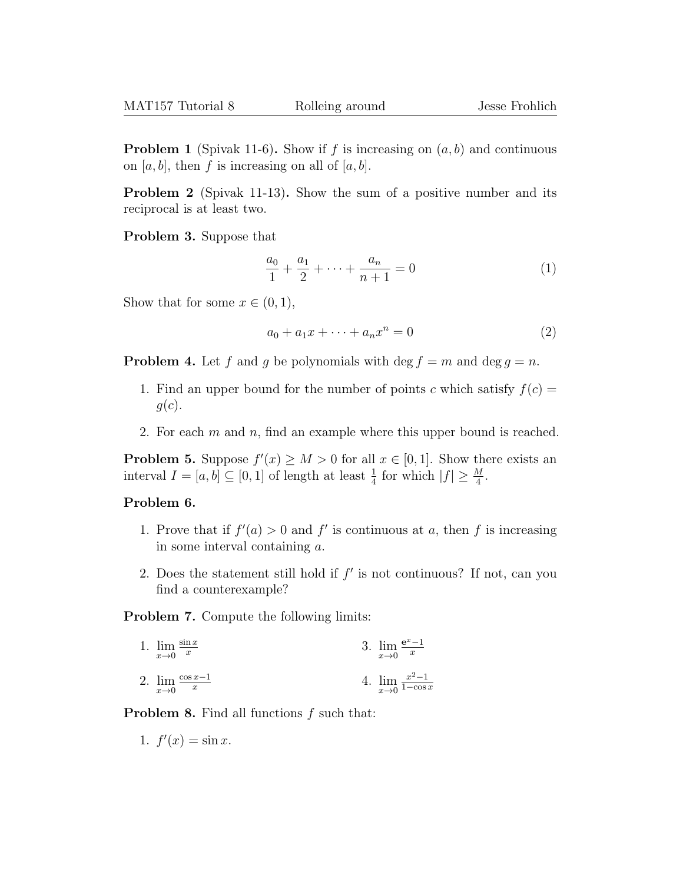**Problem 1** (Spivak 11-6)**.** Show if $f$ is increasing on $(a, b)$ and continuous on $[a, b]$, then $f$ is increasing on all of $[a, b]$.

**Problem 2** (Spivak 11-13)**.** Show the sum of a positive number and its reciprocal is at least two.

**Problem 3.** Suppose that

$$\frac{a_0}{1} + \frac{a_1}{2} + \cdots + \frac{a_n}{n+1} = 0 \tag{1}$$

Show that for some $x \in (0, 1)$,

$$a_0 + a_1 x + \cdots + a_n x^n = 0 \tag{2}$$

**Problem 4.** Let $f$ and $g$ be polynomials with $\deg f = m$ and $\deg g = n$.

1. Find an upper bound for the number of points $c$ which satisfy $f(c) = g(c)$.
2. For each $m$ and $n$, find an example where this upper bound is reached.

**Problem 5.** Suppose $f'(x) \geq M > 0$ for all $x \in [0, 1]$. Show there exists an interval $I = [a, b] \subseteq [0, 1]$ of length at least $\frac{1}{4}$ for which $|f| \geq \frac{M}{4}$.

**Problem 6.**

1. Prove that if $f'(a) > 0$ and $f'$ is continuous at $a$, then $f$ is increasing in some interval containing $a$.
2. Does the statement still hold if $f'$ is not continuous? If not, can you find a counterexample?

**Problem 7.** Compute the following limits:

1. $\lim_{x \to 0} \frac{\sin x}{x}$
2. $\lim_{x \to 0} \frac{\cos x - 1}{x}$
3. $\lim_{x \to 0} \frac{e^x - 1}{x}$
4. $\lim_{x \to 0} \frac{x^2 - 1}{1 - \cos x}$

**Problem 8.** Find all functions $f$ such that:

1. $f'(x) = \sin x$.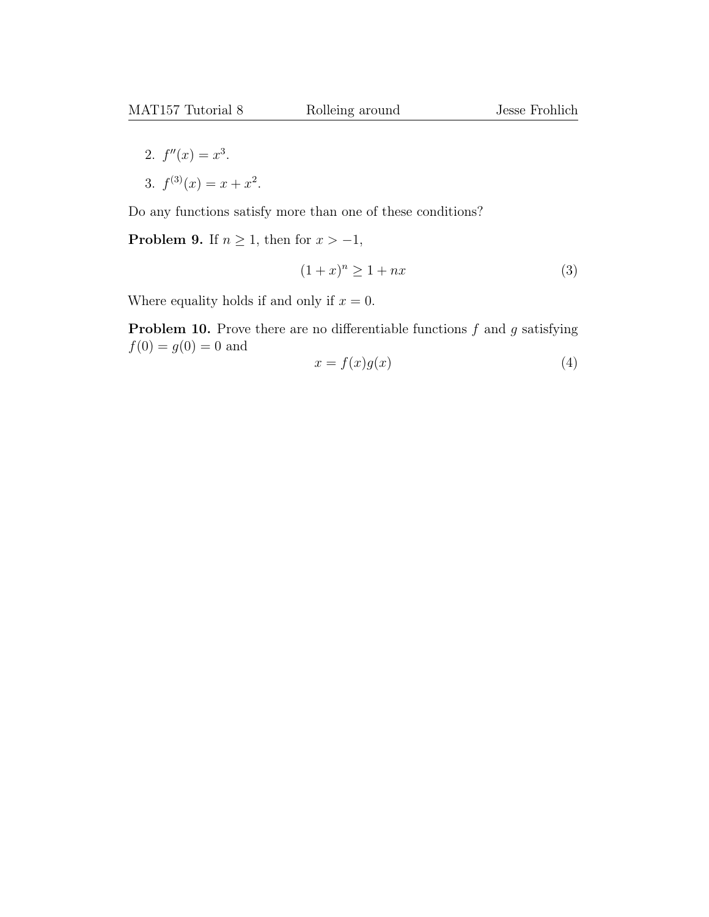2. $f''(x) = x^3$.

3. $f^{(3)}(x) = x + x^2$.

Do any functions satisfy more than one of these conditions?

**Problem 9.** If $n \geq 1$, then for $x > -1$,

$$(1 + x)^n \geq 1 + nx \tag{3}$$

Where equality holds if and only if $x = 0$.

**Problem 10.** Prove there are no differentiable functions $f$ and $g$ satisfying $f(0) = g(0) = 0$ and

$$x = f(x)g(x) \tag{4}$$